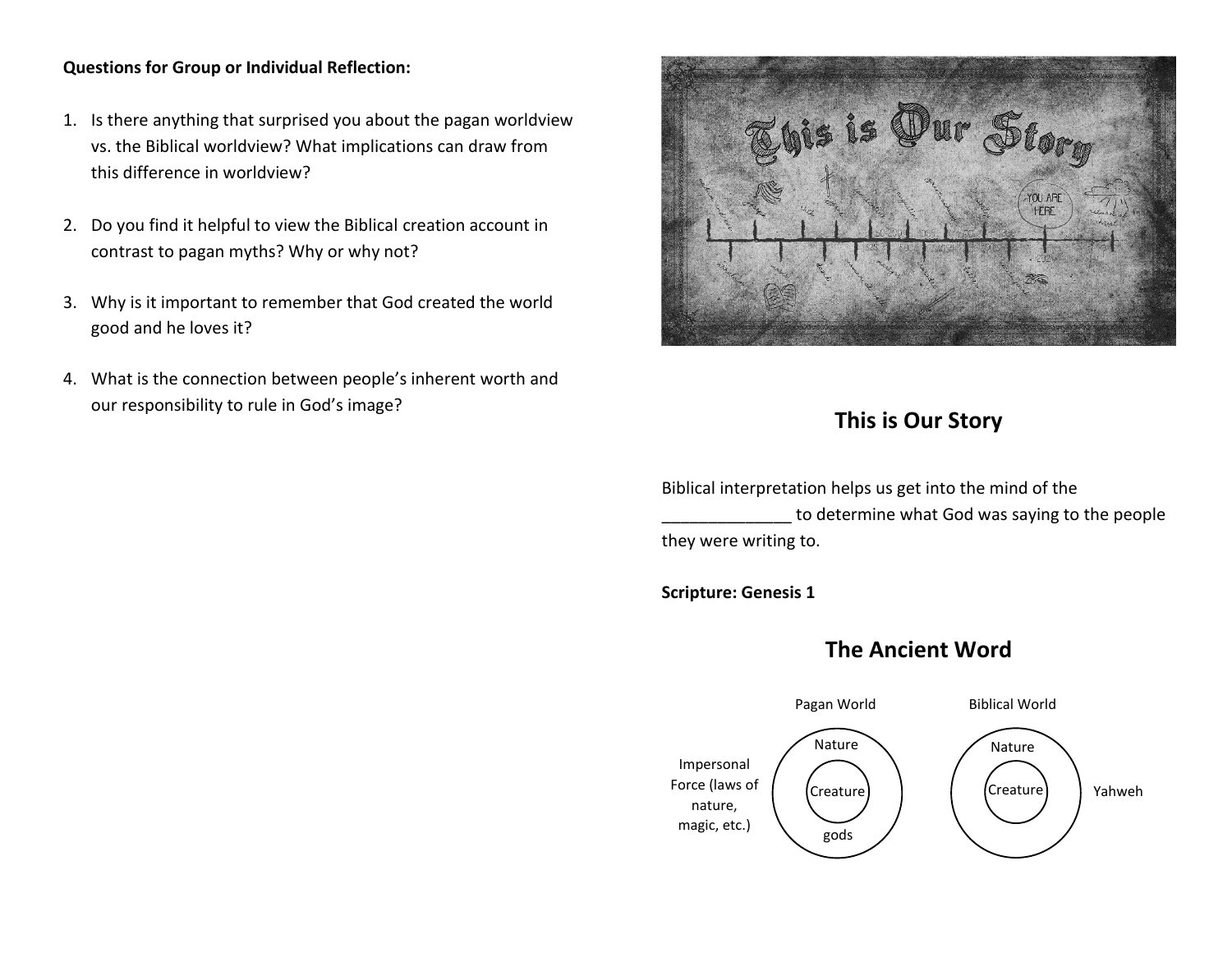**Questions for Group or Individual Reflection:**

1. Is there anything that surprised you about the pagan worldview vs. the Biblical worldview? What implications can draw from this difference in worldview?
2. Do you find it helpful to view the Biblical creation account in contrast to pagan myths? Why or why not?
3. Why is it important to remember that God created the world good and he loves it?
4. What is the connection between people's inherent worth and our responsibility to rule in God's image?

## This is Our Story

Biblical interpretation helps us get into the mind of the _____________ to determine what God was saying to the people they were writing to.

**Scripture: Genesis 1**

## The Ancient Word

Pagan World

Impersonal Force (laws of nature, magic, etc.)

Nature

Creature

gods

Biblical World

Nature

Creature

Yahweh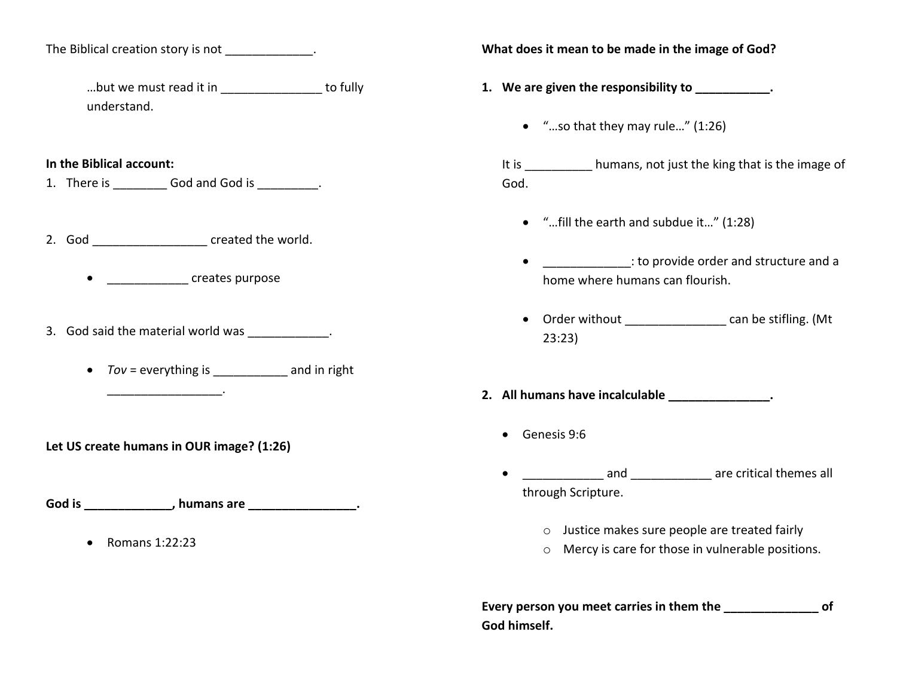The Biblical creation story is not _____________.

…but we must read it in _______________ to fully understand.

**In the Biblical account:**

1. There is ________ God and God is _________.

2. God _________________ created the world.

    - ____________ creates purpose

3. God said the material world was ____________.

    - *Tov* = everything is ___________ and in right _________________.

**Let US create humans in OUR image? (1:26)**

**God is _____________, humans are ________________.**

- Romans 1:22:23

**What does it mean to be made in the image of God?**

1. **We are given the responsibility to ___________.**

    - "…so that they may rule…" (1:26)

    It is __________ humans, not just the king that is the image of God.

    - "…fill the earth and subdue it…" (1:28)

    - _____________: to provide order and structure and a home where humans can flourish.

    - Order without _______________ can be stifling. (Mt 23:23)

2. **All humans have incalculable _______________.**

    - Genesis 9:6

    - ____________ and ____________ are critical themes all through Scripture.
        - Justice makes sure people are treated fairly
        - Mercy is care for those in vulnerable positions.

**Every person you meet carries in them the ______________ of God himself.**